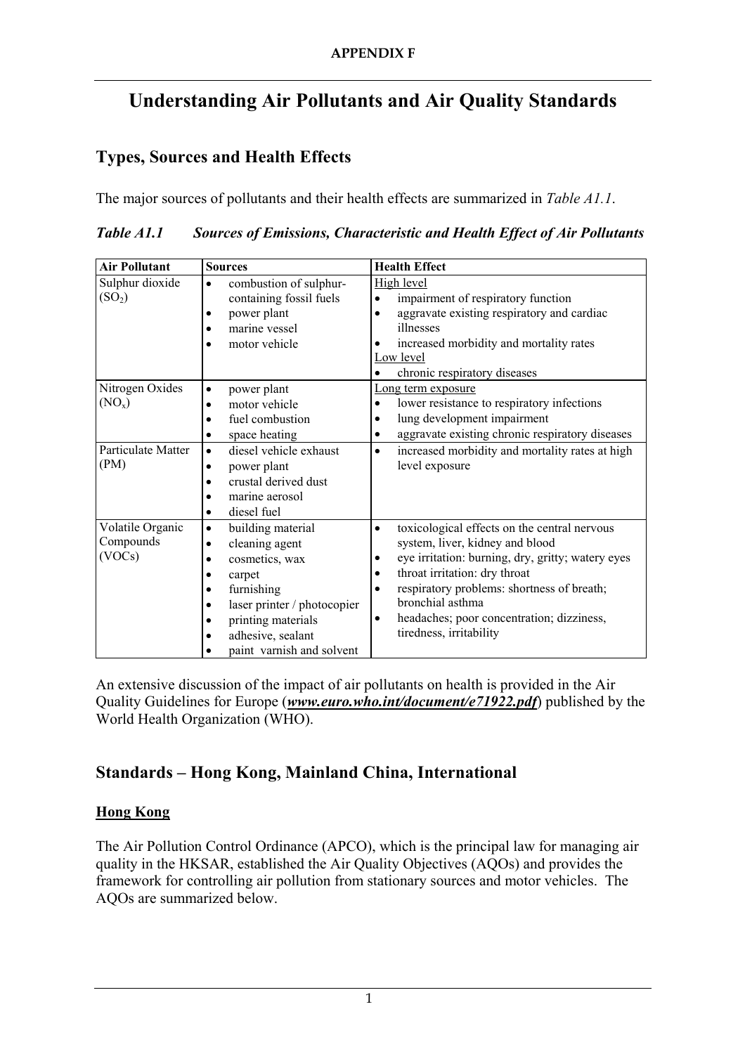**APPENDIX F**

# Understanding Air Pollutants and Air Quality Standards

## Types, Sources and Health Effects

The major sources of pollutants and their health effects are summarized in *Table A1.1*.

***Table A1.1 Sources of Emissions, Characteristic and Health Effect of Air Pollutants***

| Air Pollutant | Sources | Health Effect |
|---|---|---|
| Sulphur dioxide ($SO_2$) | • combustion of sulphur-containing fossil fuels<br>• power plant<br>• marine vessel<br>• motor vehicle | High level<br>• impairment of respiratory function<br>• aggravate existing respiratory and cardiac illnesses<br>• increased morbidity and mortality rates<br>Low level<br>• chronic respiratory diseases |
| Nitrogen Oxides ($NO_x$) | • power plant<br>• motor vehicle<br>• fuel combustion<br>• space heating | Long term exposure<br>• lower resistance to respiratory infections<br>• lung development impairment<br>• aggravate existing chronic respiratory diseases |
| Particulate Matter (PM) | • diesel vehicle exhaust<br>• power plant<br>• crustal derived dust<br>• marine aerosol<br>• diesel fuel | • increased morbidity and mortality rates at high level exposure |
| Volatile Organic Compounds (VOCs) | • building material<br>• cleaning agent<br>• cosmetics, wax<br>• carpet<br>• furnishing<br>• laser printer / photocopier<br>• printing materials<br>• adhesive, sealant<br>• paint varnish and solvent | • toxicological effects on the central nervous system, liver, kidney and blood<br>• eye irritation: burning, dry, gritty; watery eyes<br>• throat irritation: dry throat<br>• respiratory problems: shortness of breath; bronchial asthma<br>• headaches; poor concentration; dizziness, tiredness, irritability |

An extensive discussion of the impact of air pollutants on health is provided in the Air Quality Guidelines for Europe (***www.euro.who.int/document/e71922.pdf***) published by the World Health Organization (WHO).

## Standards – Hong Kong, Mainland China, International

### Hong Kong

The Air Pollution Control Ordinance (APCO), which is the principal law for managing air quality in the HKSAR, established the Air Quality Objectives (AQOs) and provides the framework for controlling air pollution from stationary sources and motor vehicles. The AQOs are summarized below.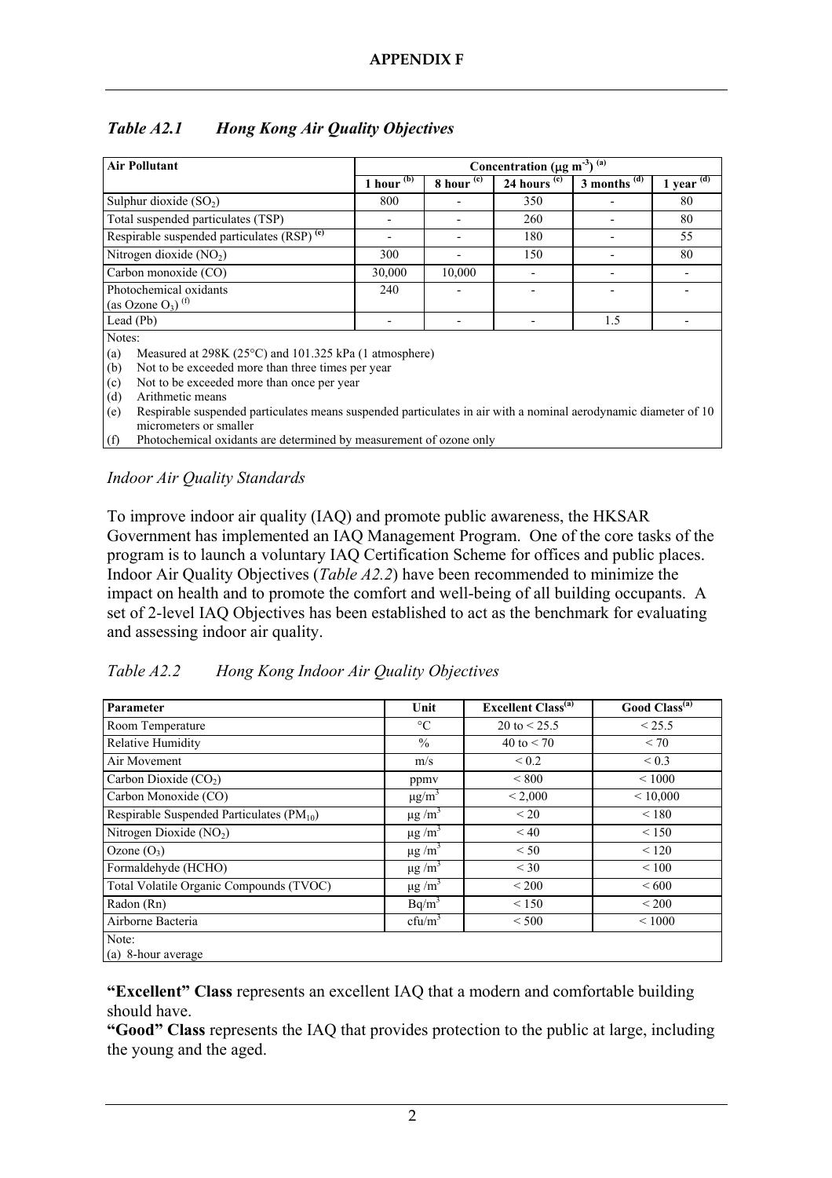**APPENDIX F**

*Table A2.1 Hong Kong Air Quality Objectives*

| Air Pollutant | Concentration ($\mu g\ m^{-3}$) [(a)] | | | | |
|---|---|---|---|---|---|
| | 1 hour [(b)] | 8 hour [(c)] | 24 hours [(c)] | 3 months [(d)] | 1 year [(d)] |
| Sulphur dioxide ($SO_2$) | 800 | - | 350 | - | 80 |
| Total suspended particulates (TSP) | - | - | 260 | - | 80 |
| Respirable suspended particulates (RSP) [(e)] | - | - | 180 | - | 55 |
| Nitrogen dioxide ($NO_2$) | 300 | - | 150 | - | 80 |
| Carbon monoxide (CO) | 30,000 | 10,000 | - | - | - |
| Photochemical oxidants (as Ozone $O_3$) [(f)] | 240 | - | - | - | - |
| Lead (Pb) | - | - | - | 1.5 | - |

Notes:

(a) Measured at 298K (25°C) and 101.325 kPa (1 atmosphere)
(b) Not to be exceeded more than three times per year
(c) Not to be exceeded more than once per year
(d) Arithmetic means
(e) Respirable suspended particulates means suspended particulates in air with a nominal aerodynamic diameter of 10 micrometers or smaller
(f) Photochemical oxidants are determined by measurement of ozone only

*Indoor Air Quality Standards*

To improve indoor air quality (IAQ) and promote public awareness, the HKSAR Government has implemented an IAQ Management Program. One of the core tasks of the program is to launch a voluntary IAQ Certification Scheme for offices and public places. Indoor Air Quality Objectives (*Table A2.2*) have been recommended to minimize the impact on health and to promote the comfort and well-being of all building occupants. A set of 2-level IAQ Objectives has been established to act as the benchmark for evaluating and assessing indoor air quality.

*Table A2.2 Hong Kong Indoor Air Quality Objectives*

| Parameter | Unit | Excellent Class[(a)] | Good Class[(a)] |
|---|---|---|---|
| Room Temperature | °C | 20 to < 25.5 | < 25.5 |
| Relative Humidity | % | 40 to < 70 | < 70 |
| Air Movement | m/s | < 0.2 | < 0.3 |
| Carbon Dioxide ($CO_2$) | ppmv | < 800 | < 1000 |
| Carbon Monoxide (CO) | $\mu g/m^3$ | < 2,000 | < 10,000 |
| Respirable Suspended Particulates ($PM_{10}$) | $\mu g/m^3$ | < 20 | < 180 |
| Nitrogen Dioxide ($NO_2$) | $\mu g/m^3$ | < 40 | < 150 |
| Ozone ($O_3$) | $\mu g/m^3$ | < 50 | < 120 |
| Formaldehyde (HCHO) | $\mu g/m^3$ | < 30 | < 100 |
| Total Volatile Organic Compounds (TVOC) | $\mu g/m^3$ | < 200 | < 600 |
| Radon (Rn) | $Bq/m^3$ | < 150 | < 200 |
| Airborne Bacteria | $cfu/m^3$ | < 500 | < 1000 |

Note:
(a) 8-hour average

**"Excellent" Class** represents an excellent IAQ that a modern and comfortable building should have.
**"Good" Class** represents the IAQ that provides protection to the public at large, including the young and the aged.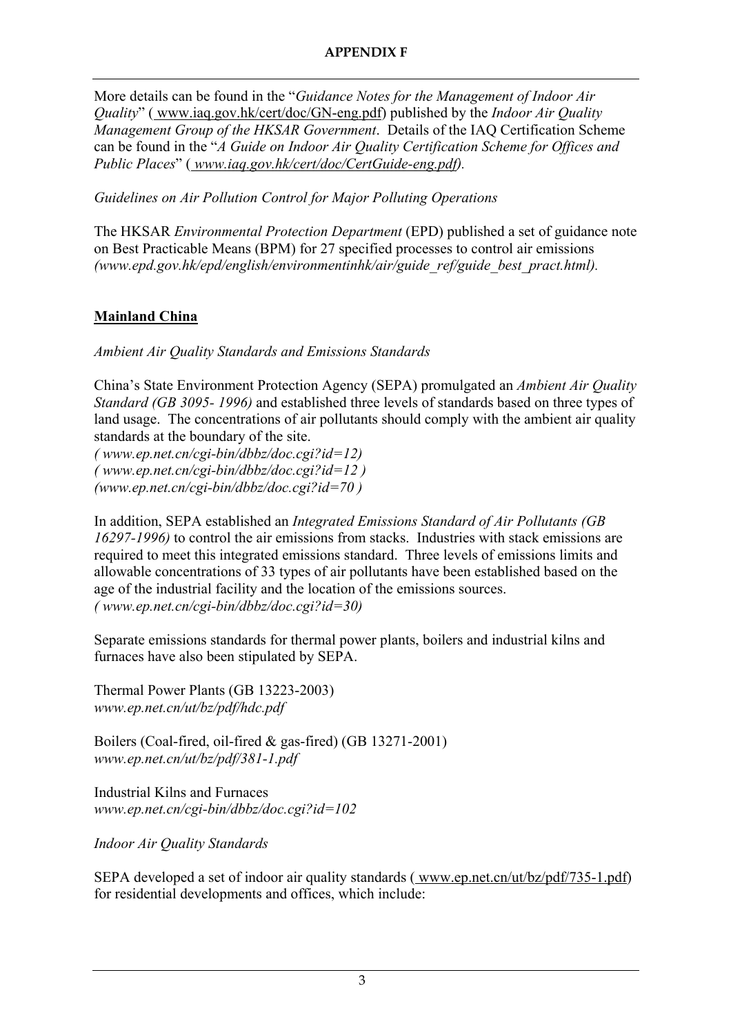More details can be found in the "*Guidance Notes for the Management of Indoor Air Quality*" ( www.iaq.gov.hk/cert/doc/GN-eng.pdf) published by the *Indoor Air Quality Management Group of the HKSAR Government*. Details of the IAQ Certification Scheme can be found in the "*A Guide on Indoor Air Quality Certification Scheme for Offices and Public Places*" (*www.iaq.gov.hk/cert/doc/CertGuide-eng.pdf)*.

*Guidelines on Air Pollution Control for Major Polluting Operations*

The HKSAR *Environmental Protection Department* (EPD) published a set of guidance note on Best Practicable Means (BPM) for 27 specified processes to control air emissions *(www.epd.gov.hk/epd/english/environmentinhk/air/guide_ref/guide_best_pract.html).*

## Mainland China

*Ambient Air Quality Standards and Emissions Standards*

China's State Environment Protection Agency (SEPA) promulgated an *Ambient Air Quality Standard (GB 3095- 1996)* and established three levels of standards based on three types of land usage. The concentrations of air pollutants should comply with the ambient air quality standards at the boundary of the site.
*( www.ep.net.cn/cgi-bin/dbbz/doc.cgi?id=12)*
*( www.ep.net.cn/cgi-bin/dbbz/doc.cgi?id=12 )*
*(www.ep.net.cn/cgi-bin/dbbz/doc.cgi?id=70 )*

In addition, SEPA established an *Integrated Emissions Standard of Air Pollutants (GB 16297-1996)* to control the air emissions from stacks. Industries with stack emissions are required to meet this integrated emissions standard. Three levels of emissions limits and allowable concentrations of 33 types of air pollutants have been established based on the age of the industrial facility and the location of the emissions sources.
*( www.ep.net.cn/cgi-bin/dbbz/doc.cgi?id=30)*

Separate emissions standards for thermal power plants, boilers and industrial kilns and furnaces have also been stipulated by SEPA.

Thermal Power Plants (GB 13223-2003)
*www.ep.net.cn/ut/bz/pdf/hdc.pdf*

Boilers (Coal-fired, oil-fired & gas-fired) (GB 13271-2001)
*www.ep.net.cn/ut/bz/pdf/381-1.pdf*

Industrial Kilns and Furnaces
*www.ep.net.cn/cgi-bin/dbbz/doc.cgi?id=102*

*Indoor Air Quality Standards*

SEPA developed a set of indoor air quality standards ( www.ep.net.cn/ut/bz/pdf/735-1.pdf) for residential developments and offices, which include: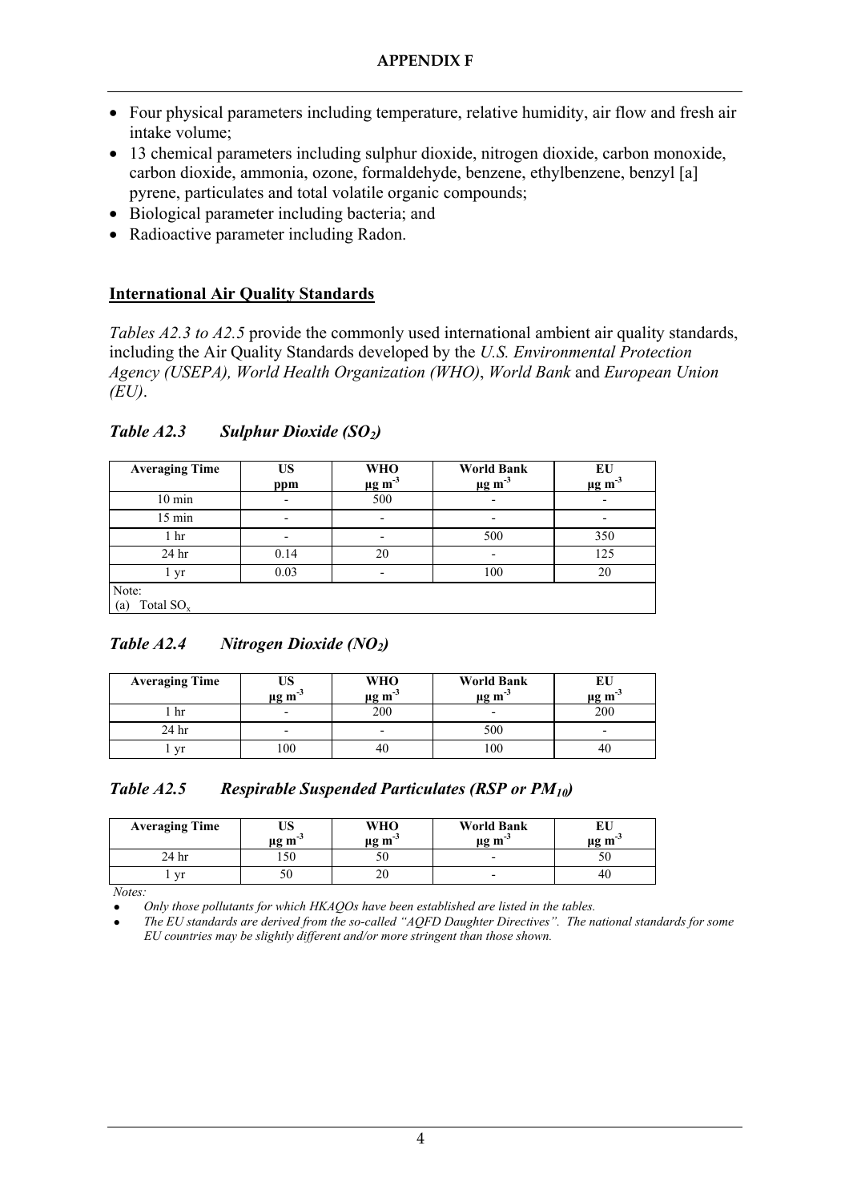- Four physical parameters including temperature, relative humidity, air flow and fresh air intake volume;
- 13 chemical parameters including sulphur dioxide, nitrogen dioxide, carbon monoxide, carbon dioxide, ammonia, ozone, formaldehyde, benzene, ethylbenzene, benzyl [a] pyrene, particulates and total volatile organic compounds;
- Biological parameter including bacteria; and
- Radioactive parameter including Radon.

## International Air Quality Standards

*Tables A2.3 to A2.5* provide the commonly used international ambient air quality standards, including the Air Quality Standards developed by the *U.S. Environmental Protection Agency (USEPA), World Health Organization (WHO)*, *World Bank* and *European Union (EU)*.

### *Table A2.3 Sulphur Dioxide ($SO_2$)*

| Averaging Time | US ppm | WHO $\mu g\ m^{-3}$ | World Bank $\mu g\ m^{-3}$ | EU $\mu g\ m^{-3}$ |
|---|---|---|---|---|
| 10 min | - | 500 | - | - |
| 15 min | - | - | - | - |
| 1 hr | - | - | 500 | 350 |
| 24 hr | 0.14 | 20 | - | 125 |
| 1 yr | 0.03 | - | 100 | 20 |
| Note: (a) Total $SO_x$ | | | | |

### *Table A2.4 Nitrogen Dioxide ($NO_2$)*

| Averaging Time | US $\mu g\ m^{-3}$ | WHO $\mu g\ m^{-3}$ | World Bank $\mu g\ m^{-3}$ | EU $\mu g\ m^{-3}$ |
|---|---|---|---|---|
| 1 hr | - | 200 | - | 200 |
| 24 hr | - | - | 500 | - |
| 1 yr | 100 | 40 | 100 | 40 |

### *Table A2.5 Respirable Suspended Particulates (RSP or $PM_{10}$)*

| Averaging Time | US $\mu g\ m^{-3}$ | WHO $\mu g\ m^{-3}$ | World Bank $\mu g\ m^{-3}$ | EU $\mu g\ m^{-3}$ |
|---|---|---|---|---|
| 24 hr | 150 | 50 | - | 50 |
| 1 yr | 50 | 20 | - | 40 |

*Notes:*

- *Only those pollutants for which HKAQOs have been established are listed in the tables.*
- *The EU standards are derived from the so-called "AQFD Daughter Directives". The national standards for some EU countries may be slightly different and/or more stringent than those shown.*